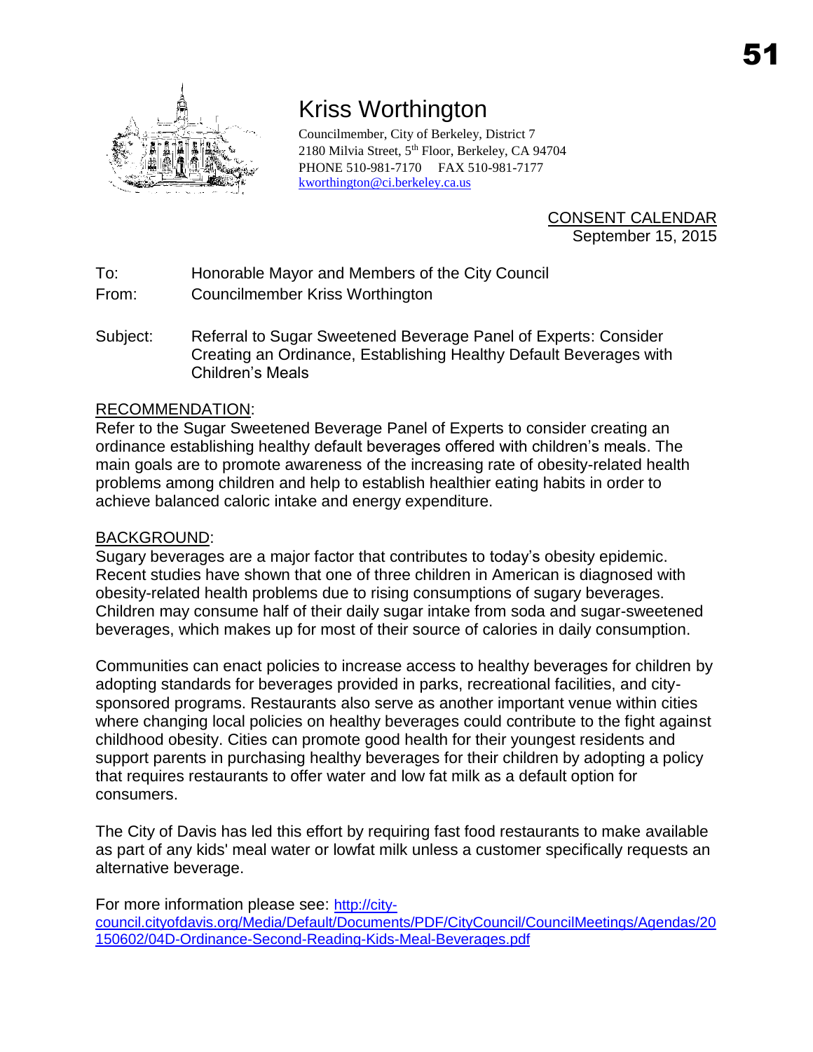# Kriss Worthington

Councilmember, City of Berkeley, District 7
2180 Milvia Street, 5th Floor, Berkeley, CA 94704
PHONE 510-981-7170 FAX 510-981-7177
kworthington@ci.berkeley.ca.us

CONSENT CALENDAR
September 15, 2015

To: Honorable Mayor and Members of the City Council
From: Councilmember Kriss Worthington

Subject: Referral to Sugar Sweetened Beverage Panel of Experts: Consider Creating an Ordinance, Establishing Healthy Default Beverages with Children's Meals

## RECOMMENDATION:

Refer to the Sugar Sweetened Beverage Panel of Experts to consider creating an ordinance establishing healthy default beverages offered with children's meals. The main goals are to promote awareness of the increasing rate of obesity-related health problems among children and help to establish healthier eating habits in order to achieve balanced caloric intake and energy expenditure.

## BACKGROUND:

Sugary beverages are a major factor that contributes to today's obesity epidemic. Recent studies have shown that one of three children in American is diagnosed with obesity-related health problems due to rising consumptions of sugary beverages. Children may consume half of their daily sugar intake from soda and sugar-sweetened beverages, which makes up for most of their source of calories in daily consumption.

Communities can enact policies to increase access to healthy beverages for children by adopting standards for beverages provided in parks, recreational facilities, and city-sponsored programs. Restaurants also serve as another important venue within cities where changing local policies on healthy beverages could contribute to the fight against childhood obesity. Cities can promote good health for their youngest residents and support parents in purchasing healthy beverages for their children by adopting a policy that requires restaurants to offer water and low fat milk as a default option for consumers.

The City of Davis has led this effort by requiring fast food restaurants to make available as part of any kids' meal water or lowfat milk unless a customer specifically requests an alternative beverage.

For more information please see: http://city-council.cityofdavis.org/Media/Default/Documents/PDF/CityCouncil/CouncilMeetings/Agendas/20150602/04D-Ordinance-Second-Reading-Kids-Meal-Beverages.pdf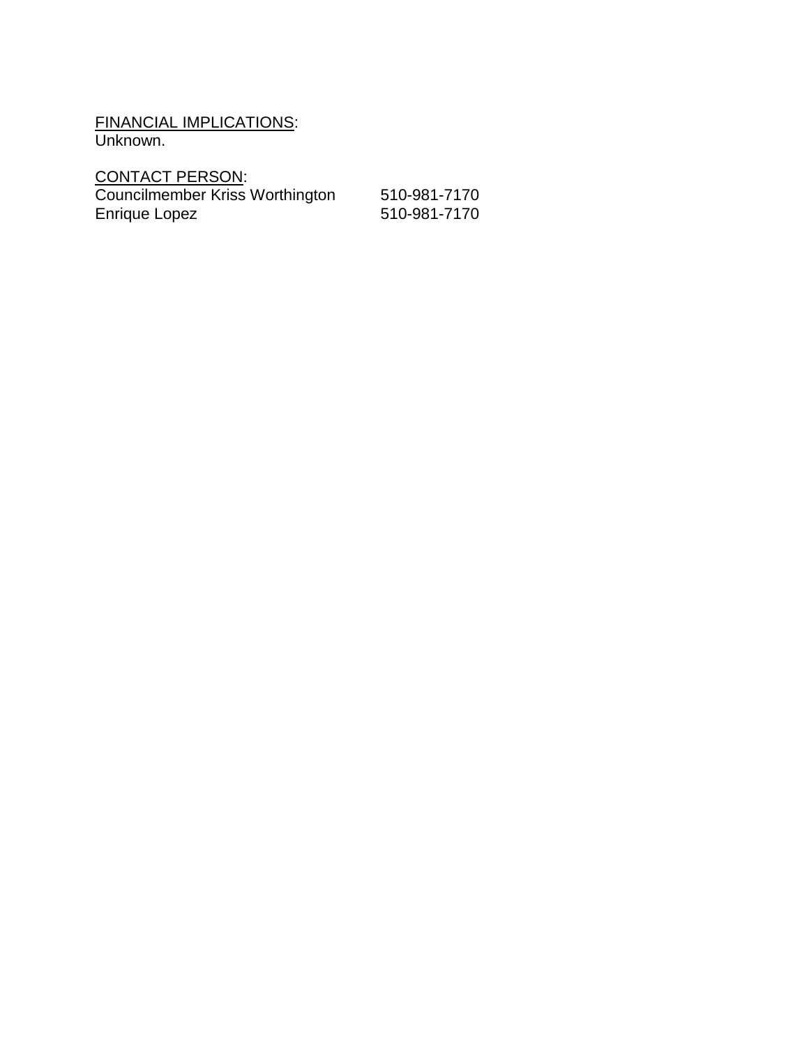<u>FINANCIAL IMPLICATIONS</u>:
Unknown.

<u>CONTACT PERSON</u>:

| | |
|---|---|
| Councilmember Kriss Worthington | 510-981-7170 |
| Enrique Lopez | 510-981-7170 |